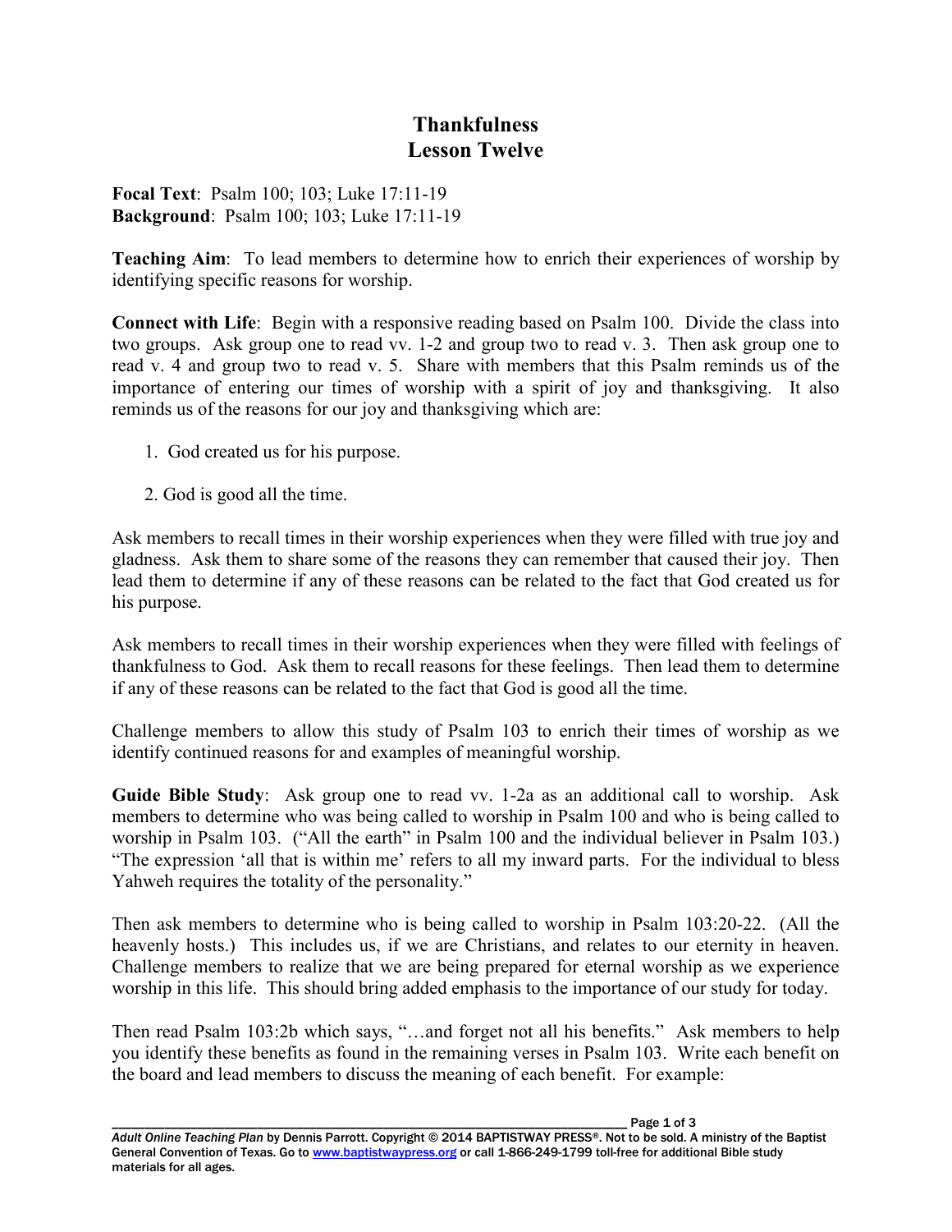# Thankfulness
## Lesson Twelve

**Focal Text**: Psalm 100; 103; Luke 17:11-19
**Background**: Psalm 100; 103; Luke 17:11-19

**Teaching Aim**: To lead members to determine how to enrich their experiences of worship by identifying specific reasons for worship.

**Connect with Life**: Begin with a responsive reading based on Psalm 100. Divide the class into two groups. Ask group one to read vv. 1-2 and group two to read v. 3. Then ask group one to read v. 4 and group two to read v. 5. Share with members that this Psalm reminds us of the importance of entering our times of worship with a spirit of joy and thanksgiving. It also reminds us of the reasons for our joy and thanksgiving which are:

1. God created us for his purpose.

2. God is good all the time.

Ask members to recall times in their worship experiences when they were filled with true joy and gladness. Ask them to share some of the reasons they can remember that caused their joy. Then lead them to determine if any of these reasons can be related to the fact that God created us for his purpose.

Ask members to recall times in their worship experiences when they were filled with feelings of thankfulness to God. Ask them to recall reasons for these feelings. Then lead them to determine if any of these reasons can be related to the fact that God is good all the time.

Challenge members to allow this study of Psalm 103 to enrich their times of worship as we identify continued reasons for and examples of meaningful worship.

**Guide Bible Study**: Ask group one to read vv. 1-2a as an additional call to worship. Ask members to determine who was being called to worship in Psalm 100 and who is being called to worship in Psalm 103. ("All the earth" in Psalm 100 and the individual believer in Psalm 103.) "The expression 'all that is within me' refers to all my inward parts. For the individual to bless Yahweh requires the totality of the personality."

Then ask members to determine who is being called to worship in Psalm 103:20-22. (All the heavenly hosts.) This includes us, if we are Christians, and relates to our eternity in heaven. Challenge members to realize that we are being prepared for eternal worship as we experience worship in this life. This should bring added emphasis to the importance of our study for today.

Then read Psalm 103:2b which says, "…and forget not all his benefits." Ask members to help you identify these benefits as found in the remaining verses in Psalm 103. Write each benefit on the board and lead members to discuss the meaning of each benefit. For example:

*Adult Online Teaching Plan* by Dennis Parrott. Copyright © 2014 BAPTISTWAY PRESS®. Not to be sold. A ministry of the Baptist General Convention of Texas. Go to www.baptistwaypress.org or call 1-866-249-1799 toll-free for additional Bible study materials for all ages.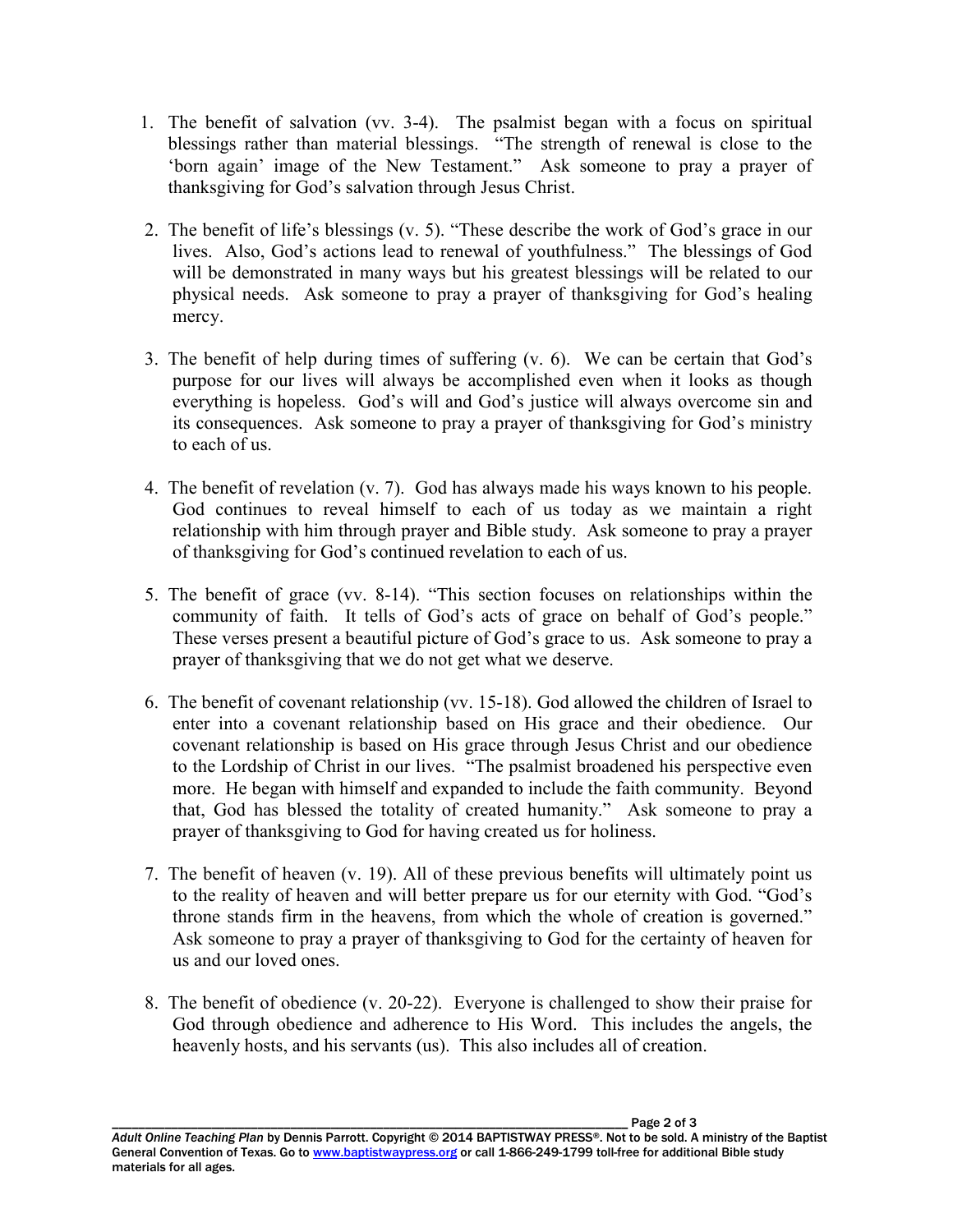1. The benefit of salvation (vv. 3-4). The psalmist began with a focus on spiritual blessings rather than material blessings. "The strength of renewal is close to the 'born again' image of the New Testament." Ask someone to pray a prayer of thanksgiving for God's salvation through Jesus Christ.

2. The benefit of life's blessings (v. 5). "These describe the work of God's grace in our lives. Also, God's actions lead to renewal of youthfulness." The blessings of God will be demonstrated in many ways but his greatest blessings will be related to our physical needs. Ask someone to pray a prayer of thanksgiving for God's healing mercy.

3. The benefit of help during times of suffering (v. 6). We can be certain that God's purpose for our lives will always be accomplished even when it looks as though everything is hopeless. God's will and God's justice will always overcome sin and its consequences. Ask someone to pray a prayer of thanksgiving for God's ministry to each of us.

4. The benefit of revelation (v. 7). God has always made his ways known to his people. God continues to reveal himself to each of us today as we maintain a right relationship with him through prayer and Bible study. Ask someone to pray a prayer of thanksgiving for God's continued revelation to each of us.

5. The benefit of grace (vv. 8-14). "This section focuses on relationships within the community of faith. It tells of God's acts of grace on behalf of God's people." These verses present a beautiful picture of God's grace to us. Ask someone to pray a prayer of thanksgiving that we do not get what we deserve.

6. The benefit of covenant relationship (vv. 15-18). God allowed the children of Israel to enter into a covenant relationship based on His grace and their obedience. Our covenant relationship is based on His grace through Jesus Christ and our obedience to the Lordship of Christ in our lives. "The psalmist broadened his perspective even more. He began with himself and expanded to include the faith community. Beyond that, God has blessed the totality of created humanity." Ask someone to pray a prayer of thanksgiving to God for having created us for holiness.

7. The benefit of heaven (v. 19). All of these previous benefits will ultimately point us to the reality of heaven and will better prepare us for our eternity with God. "God's throne stands firm in the heavens, from which the whole of creation is governed." Ask someone to pray a prayer of thanksgiving to God for the certainty of heaven for us and our loved ones.

8. The benefit of obedience (v. 20-22). Everyone is challenged to show their praise for God through obedience and adherence to His Word. This includes the angels, the heavenly hosts, and his servants (us). This also includes all of creation.

*Adult Online Teaching Plan* by Dennis Parrott. Copyright © 2014 BAPTISTWAY PRESS®. Not to be sold. A ministry of the Baptist General Convention of Texas. Go to www.baptistwaypress.org or call 1-866-249-1799 toll-free for additional Bible study materials for all ages.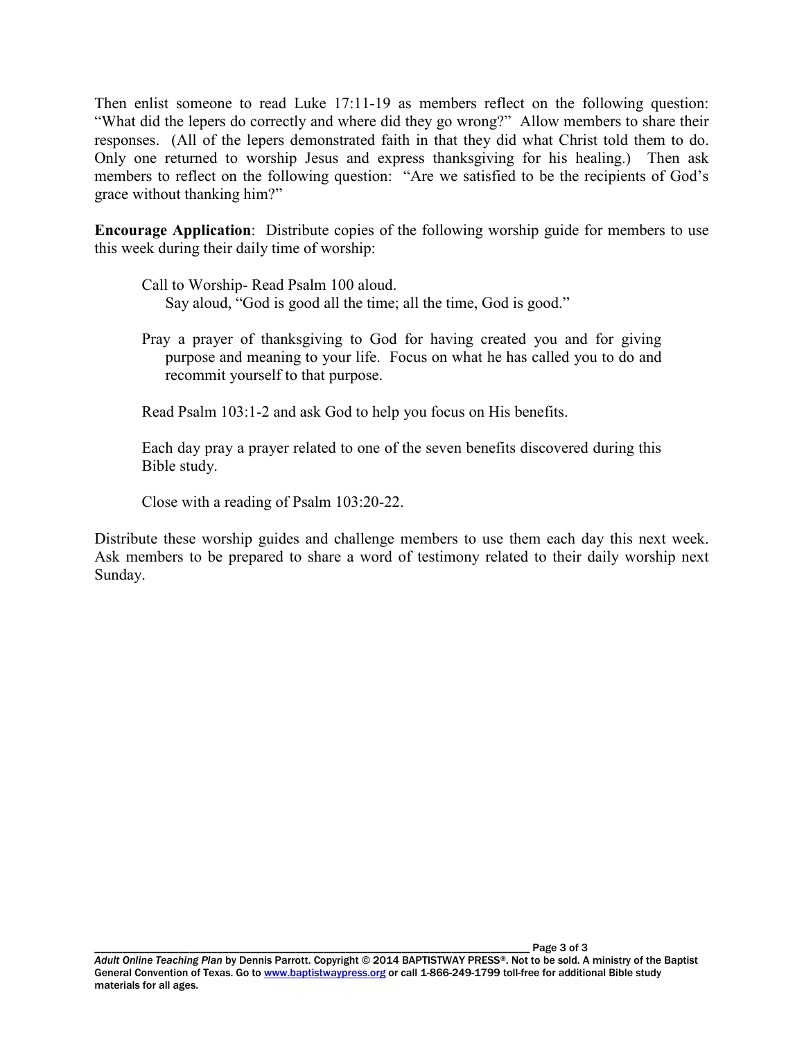Then enlist someone to read Luke 17:11-19 as members reflect on the following question: "What did the lepers do correctly and where did they go wrong?" Allow members to share their responses. (All of the lepers demonstrated faith in that they did what Christ told them to do. Only one returned to worship Jesus and express thanksgiving for his healing.) Then ask members to reflect on the following question: "Are we satisfied to be the recipients of God's grace without thanking him?"

**Encourage Application**: Distribute copies of the following worship guide for members to use this week during their daily time of worship:

> Call to Worship- Read Psalm 100 aloud.
> Say aloud, "God is good all the time; all the time, God is good."
>
> Pray a prayer of thanksgiving to God for having created you and for giving purpose and meaning to your life. Focus on what he has called you to do and recommit yourself to that purpose.
>
> Read Psalm 103:1-2 and ask God to help you focus on His benefits.
>
> Each day pray a prayer related to one of the seven benefits discovered during this Bible study.
>
> Close with a reading of Psalm 103:20-22.

Distribute these worship guides and challenge members to use them each day this next week. Ask members to be prepared to share a word of testimony related to their daily worship next Sunday.

*Adult Online Teaching Plan* by Dennis Parrott. Copyright © 2014 BAPTISTWAY PRESS®. Not to be sold. A ministry of the Baptist General Convention of Texas. Go to www.baptistwaypress.org or call 1-866-249-1799 toll-free for additional Bible study materials for all ages.